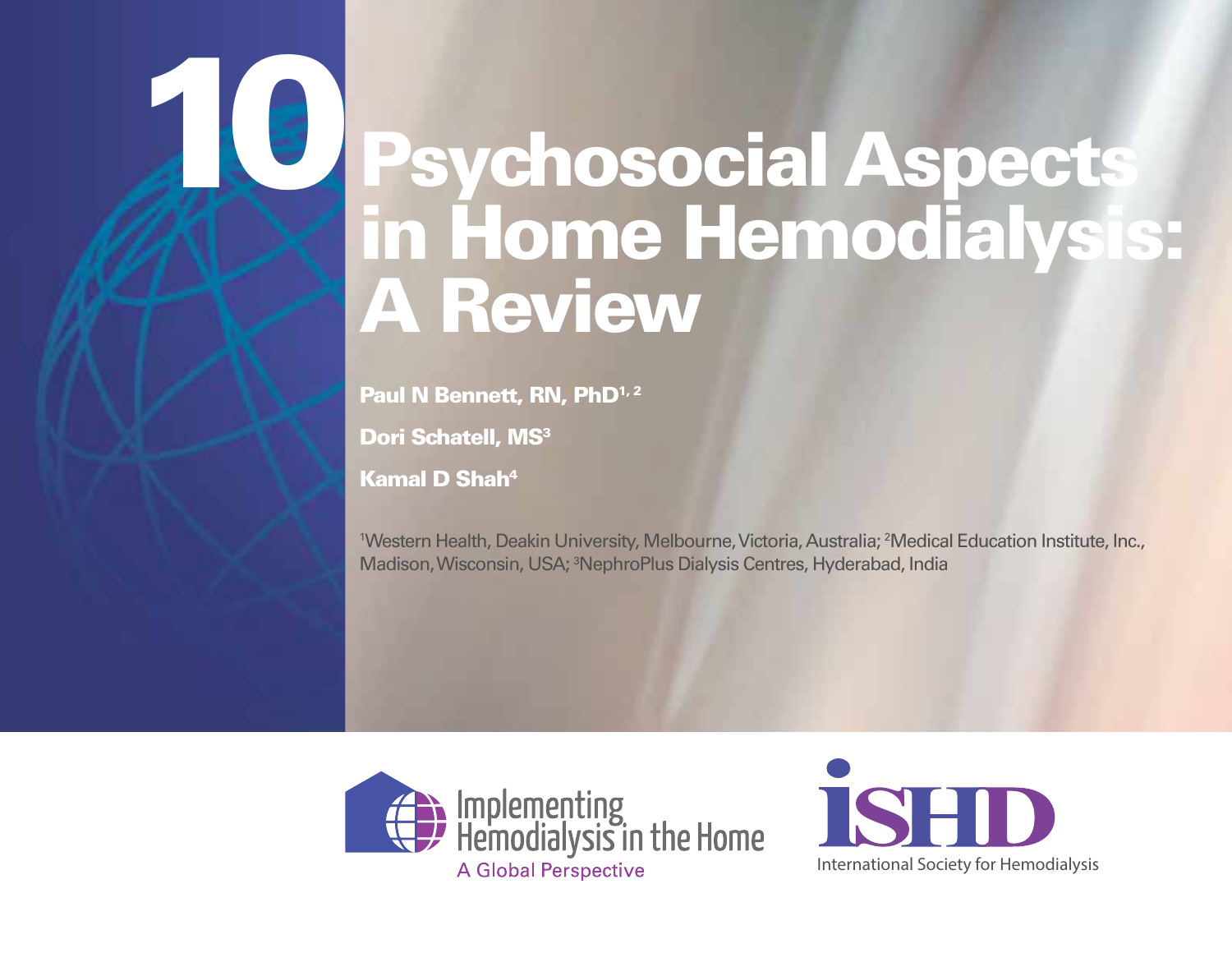# 10 Psychosocial Aspects in Home Hemodialysis: A Review

**Paul N Bennett, RN, PhD[1, 2]**

**Dori Schatell, MS[3]**

**Kamal D Shah[4]**

[1]Western Health, Deakin University, Melbourne, Victoria, Australia; [2]Medical Education Institute, Inc., Madison, Wisconsin, USA; [3]NephroPlus Dialysis Centres, Hyderabad, India

Implementing Hemodialysis in the Home

A Global Perspective

ISHD

International Society for Hemodialysis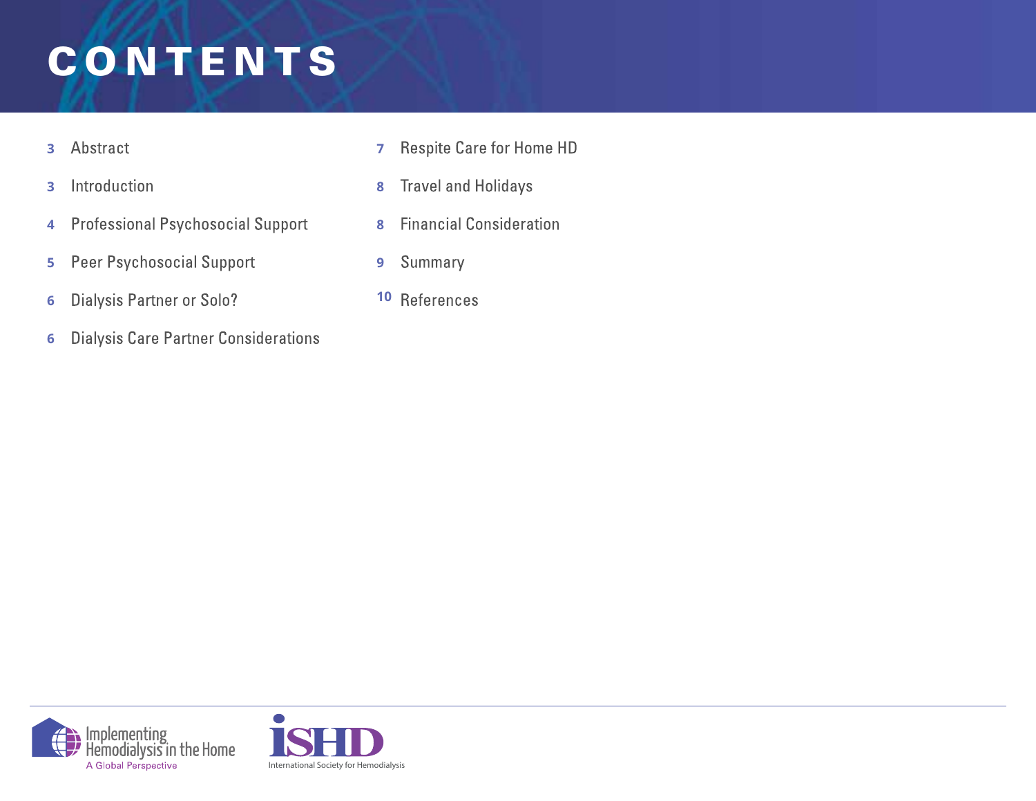# CONTENTS

- 3 Abstract
- 3 Introduction
- 4 Professional Psychosocial Support
- 5 Peer Psychosocial Support
- 6 Dialysis Partner or Solo?
- 6 Dialysis Care Partner Considerations
- 7 Respite Care for Home HD
- 8 Travel and Holidays
- 8 Financial Consideration
- 9 Summary
- 10 References

Implementing Hemodialysis in the Home
A Global Perspective

iSHD
International Society for Hemodialysis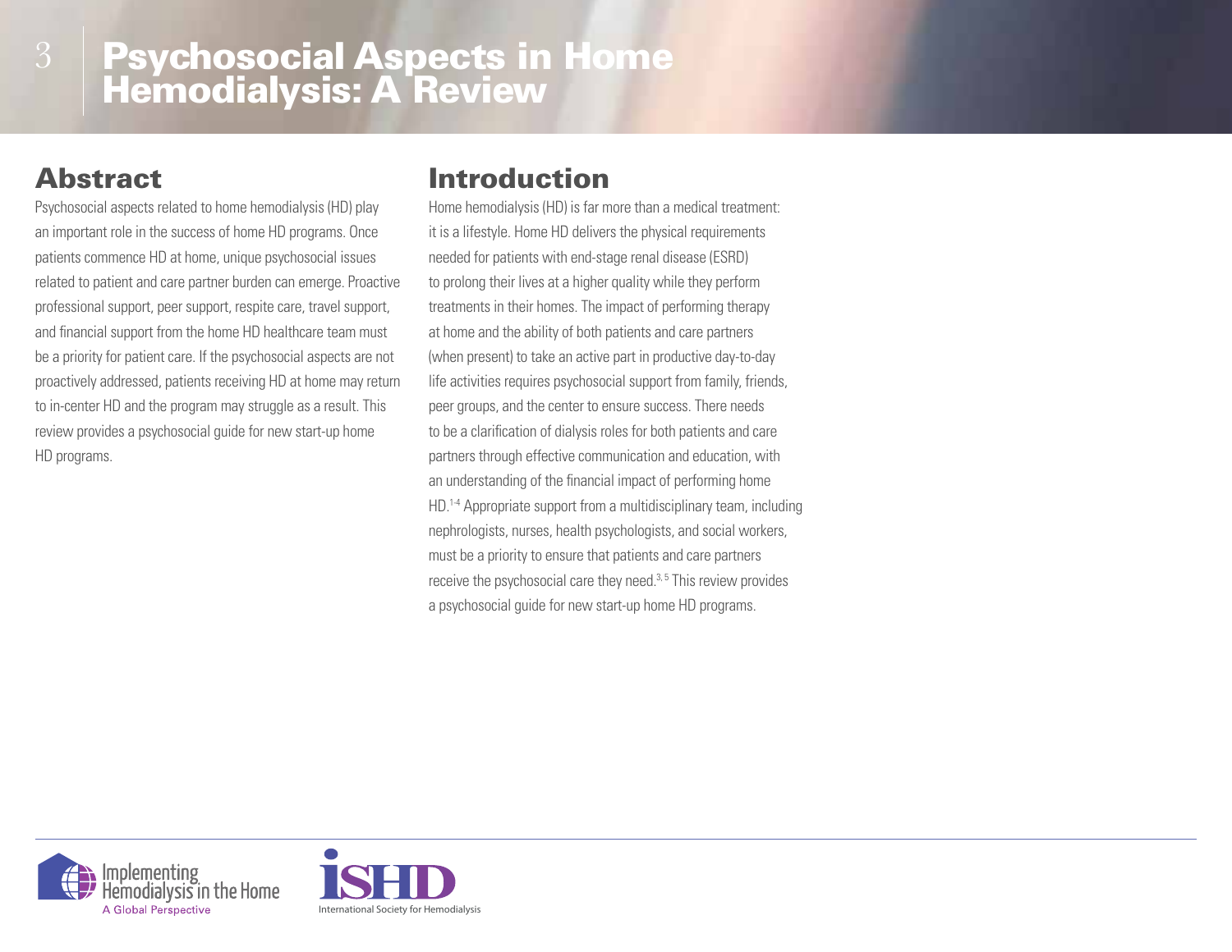# Psychosocial Aspects in Home Hemodialysis: A Review

## Abstract

Psychosocial aspects related to home hemodialysis (HD) play an important role in the success of home HD programs. Once patients commence HD at home, unique psychosocial issues related to patient and care partner burden can emerge. Proactive professional support, peer support, respite care, travel support, and financial support from the home HD healthcare team must be a priority for patient care. If the psychosocial aspects are not proactively addressed, patients receiving HD at home may return to in-center HD and the program may struggle as a result. This review provides a psychosocial guide for new start-up home HD programs.

## Introduction

Home hemodialysis (HD) is far more than a medical treatment: it is a lifestyle. Home HD delivers the physical requirements needed for patients with end-stage renal disease (ESRD) to prolong their lives at a higher quality while they perform treatments in their homes. The impact of performing therapy at home and the ability of both patients and care partners (when present) to take an active part in productive day-to-day life activities requires psychosocial support from family, friends, peer groups, and the center to ensure success. There needs to be a clarification of dialysis roles for both patients and care partners through effective communication and education, with an understanding of the financial impact of performing home HD.[1-4] Appropriate support from a multidisciplinary team, including nephrologists, nurses, health psychologists, and social workers, must be a priority to ensure that patients and care partners receive the psychosocial care they need.[3, 5] This review provides a psychosocial guide for new start-up home HD programs.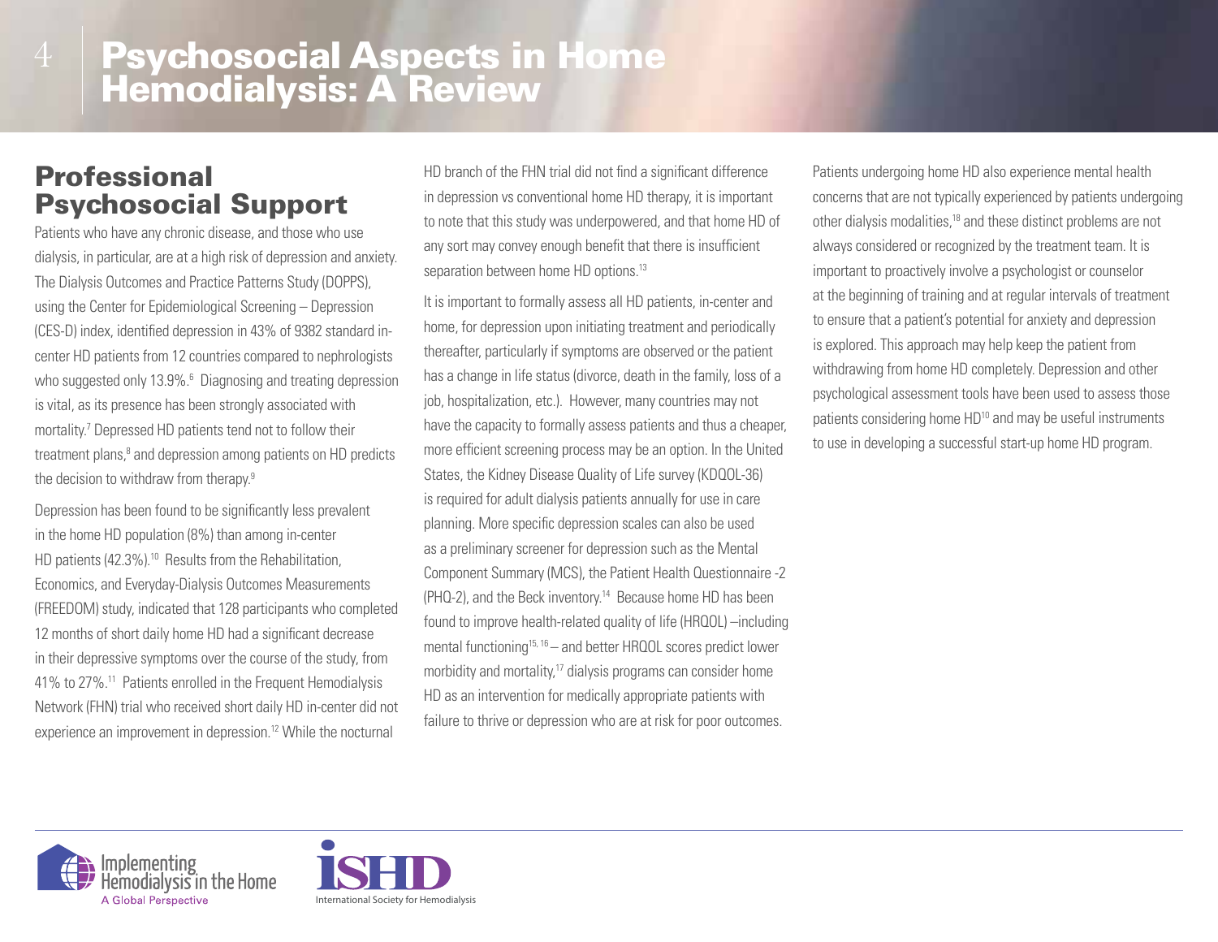## Professional Psychosocial Support

Patients who have any chronic disease, and those who use dialysis, in particular, are at a high risk of depression and anxiety. The Dialysis Outcomes and Practice Patterns Study (DOPPS), using the Center for Epidemiological Screening – Depression (CES-D) index, identified depression in 43% of 9382 standard in-center HD patients from 12 countries compared to nephrologists who suggested only 13.9%.[6] Diagnosing and treating depression is vital, as its presence has been strongly associated with mortality.[7] Depressed HD patients tend not to follow their treatment plans,[8] and depression among patients on HD predicts the decision to withdraw from therapy.[9]

Depression has been found to be significantly less prevalent in the home HD population (8%) than among in-center HD patients (42.3%).[10] Results from the Rehabilitation, Economics, and Everyday-Dialysis Outcomes Measurements (FREEDOM) study, indicated that 128 participants who completed 12 months of short daily home HD had a significant decrease in their depressive symptoms over the course of the study, from 41% to 27%.[11] Patients enrolled in the Frequent Hemodialysis Network (FHN) trial who received short daily HD in-center did not experience an improvement in depression.[12] While the nocturnal HD branch of the FHN trial did not find a significant difference in depression vs conventional home HD therapy, it is important to note that this study was underpowered, and that home HD of any sort may convey enough benefit that there is insufficient separation between home HD options.[13]

It is important to formally assess all HD patients, in-center and home, for depression upon initiating treatment and periodically thereafter, particularly if symptoms are observed or the patient has a change in life status (divorce, death in the family, loss of a job, hospitalization, etc.). However, many countries may not have the capacity to formally assess patients and thus a cheaper, more efficient screening process may be an option. In the United States, the Kidney Disease Quality of Life survey (KDQOL-36) is required for adult dialysis patients annually for use in care planning. More specific depression scales can also be used as a preliminary screener for depression such as the Mental Component Summary (MCS), the Patient Health Questionnaire -2 (PHQ-2), and the Beck inventory.[14] Because home HD has been found to improve health-related quality of life (HRQOL) –including mental functioning[15, 16] – and better HRQOL scores predict lower morbidity and mortality,[17] dialysis programs can consider home HD as an intervention for medically appropriate patients with failure to thrive or depression who are at risk for poor outcomes.

Patients undergoing home HD also experience mental health concerns that are not typically experienced by patients undergoing other dialysis modalities,[18] and these distinct problems are not always considered or recognized by the treatment team. It is important to proactively involve a psychologist or counselor at the beginning of training and at regular intervals of treatment to ensure that a patient's potential for anxiety and depression is explored. This approach may help keep the patient from withdrawing from home HD completely. Depression and other psychological assessment tools have been used to assess those patients considering home HD[10] and may be useful instruments to use in developing a successful start-up home HD program.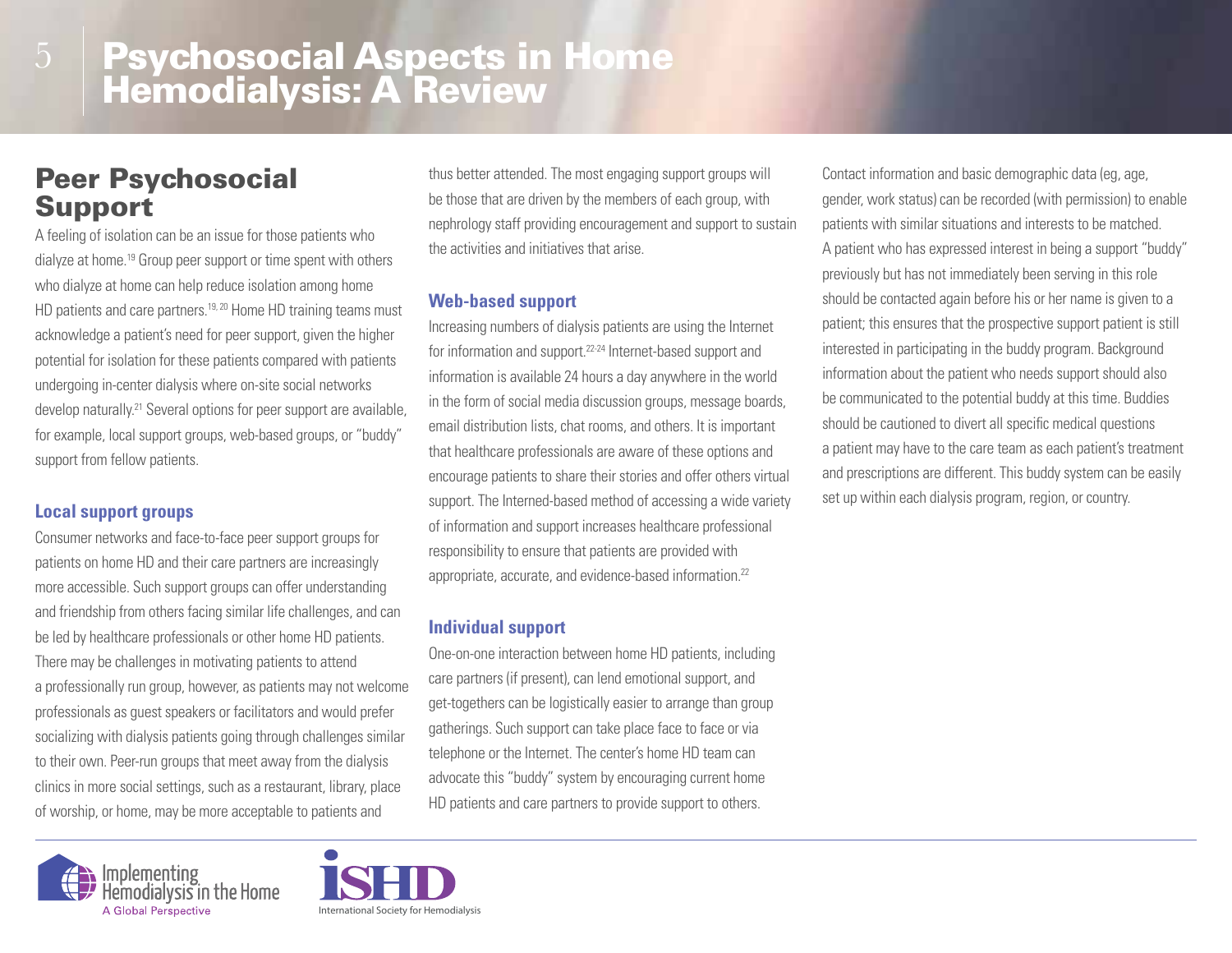## Peer Psychosocial Support

A feeling of isolation can be an issue for those patients who dialyze at home.[19] Group peer support or time spent with others who dialyze at home can help reduce isolation among home HD patients and care partners.[19, 20] Home HD training teams must acknowledge a patient's need for peer support, given the higher potential for isolation for these patients compared with patients undergoing in-center dialysis where on-site social networks develop naturally.[21] Several options for peer support are available, for example, local support groups, web-based groups, or "buddy" support from fellow patients.

### Local support groups

Consumer networks and face-to-face peer support groups for patients on home HD and their care partners are increasingly more accessible. Such support groups can offer understanding and friendship from others facing similar life challenges, and can be led by healthcare professionals or other home HD patients. There may be challenges in motivating patients to attend a professionally run group, however, as patients may not welcome professionals as guest speakers or facilitators and would prefer socializing with dialysis patients going through challenges similar to their own. Peer-run groups that meet away from the dialysis clinics in more social settings, such as a restaurant, library, place of worship, or home, may be more acceptable to patients and thus better attended. The most engaging support groups will be those that are driven by the members of each group, with nephrology staff providing encouragement and support to sustain the activities and initiatives that arise.

### Web-based support

Increasing numbers of dialysis patients are using the Internet for information and support.[22-24] Internet-based support and information is available 24 hours a day anywhere in the world in the form of social media discussion groups, message boards, email distribution lists, chat rooms, and others. It is important that healthcare professionals are aware of these options and encourage patients to share their stories and offer others virtual support. The Interned-based method of accessing a wide variety of information and support increases healthcare professional responsibility to ensure that patients are provided with appropriate, accurate, and evidence-based information.[22]

### Individual support

One-on-one interaction between home HD patients, including care partners (if present), can lend emotional support, and get-togethers can be logistically easier to arrange than group gatherings. Such support can take place face to face or via telephone or the Internet. The center's home HD team can advocate this "buddy" system by encouraging current home HD patients and care partners to provide support to others. Contact information and basic demographic data (eg, age, gender, work status) can be recorded (with permission) to enable patients with similar situations and interests to be matched. A patient who has expressed interest in being a support "buddy" previously but has not immediately been serving in this role should be contacted again before his or her name is given to a patient; this ensures that the prospective support patient is still interested in participating in the buddy program. Background information about the patient who needs support should also be communicated to the potential buddy at this time. Buddies should be cautioned to divert all specific medical questions a patient may have to the care team as each patient's treatment and prescriptions are different. This buddy system can be easily set up within each dialysis program, region, or country.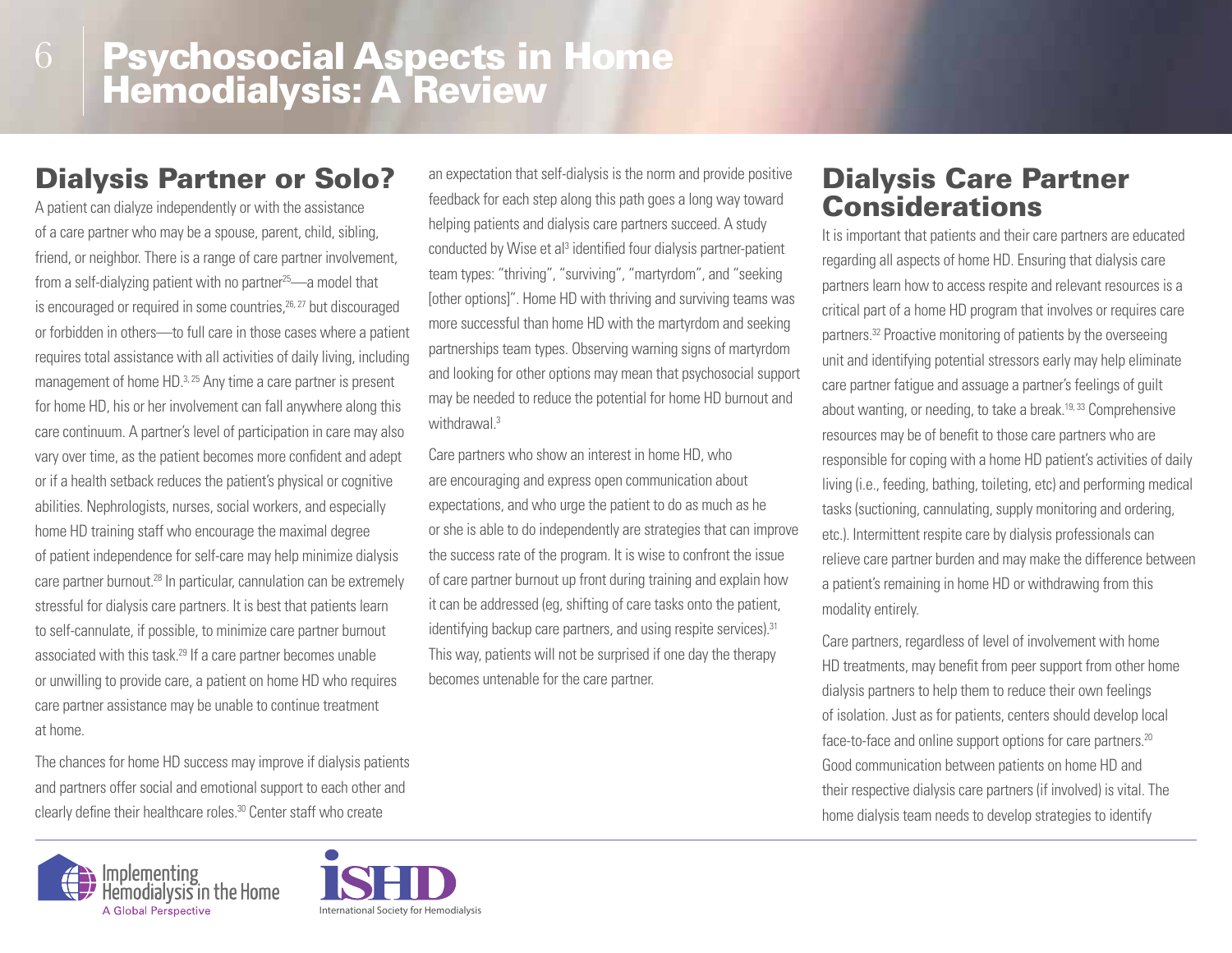## Dialysis Partner or Solo?

A patient can dialyze independently or with the assistance of a care partner who may be a spouse, parent, child, sibling, friend, or neighbor. There is a range of care partner involvement, from a self-dialyzing patient with no partner[25]—a model that is encouraged or required in some countries,[26, 27] but discouraged or forbidden in others—to full care in those cases where a patient requires total assistance with all activities of daily living, including management of home HD.[3, 25] Any time a care partner is present for home HD, his or her involvement can fall anywhere along this care continuum. A partner's level of participation in care may also vary over time, as the patient becomes more confident and adept or if a health setback reduces the patient's physical or cognitive abilities. Nephrologists, nurses, social workers, and especially home HD training staff who encourage the maximal degree of patient independence for self-care may help minimize dialysis care partner burnout.[28] In particular, cannulation can be extremely stressful for dialysis care partners. It is best that patients learn to self-cannulate, if possible, to minimize care partner burnout associated with this task.[29] If a care partner becomes unable or unwilling to provide care, a patient on home HD who requires care partner assistance may be unable to continue treatment at home.

The chances for home HD success may improve if dialysis patients and partners offer social and emotional support to each other and clearly define their healthcare roles.[30] Center staff who create an expectation that self-dialysis is the norm and provide positive feedback for each step along this path goes a long way toward helping patients and dialysis care partners succeed. A study conducted by Wise et al[3] identified four dialysis partner-patient team types: "thriving", "surviving", "martyrdom", and "seeking [other options]". Home HD with thriving and surviving teams was more successful than home HD with the martyrdom and seeking partnerships team types. Observing warning signs of martyrdom and looking for other options may mean that psychosocial support may be needed to reduce the potential for home HD burnout and withdrawal.[3]

Care partners who show an interest in home HD, who are encouraging and express open communication about expectations, and who urge the patient to do as much as he or she is able to do independently are strategies that can improve the success rate of the program. It is wise to confront the issue of care partner burnout up front during training and explain how it can be addressed (eg, shifting of care tasks onto the patient, identifying backup care partners, and using respite services).[31] This way, patients will not be surprised if one day the therapy becomes untenable for the care partner.

## Dialysis Care Partner Considerations

It is important that patients and their care partners are educated regarding all aspects of home HD. Ensuring that dialysis care partners learn how to access respite and relevant resources is a critical part of a home HD program that involves or requires care partners.[32] Proactive monitoring of patients by the overseeing unit and identifying potential stressors early may help eliminate care partner fatigue and assuage a partner's feelings of guilt about wanting, or needing, to take a break.[19, 33] Comprehensive resources may be of benefit to those care partners who are responsible for coping with a home HD patient's activities of daily living (i.e., feeding, bathing, toileting, etc) and performing medical tasks (suctioning, cannulating, supply monitoring and ordering, etc.). Intermittent respite care by dialysis professionals can relieve care partner burden and may make the difference between a patient's remaining in home HD or withdrawing from this modality entirely.

Care partners, regardless of level of involvement with home HD treatments, may benefit from peer support from other home dialysis partners to help them to reduce their own feelings of isolation. Just as for patients, centers should develop local face-to-face and online support options for care partners.[20] Good communication between patients on home HD and their respective dialysis care partners (if involved) is vital. The home dialysis team needs to develop strategies to identify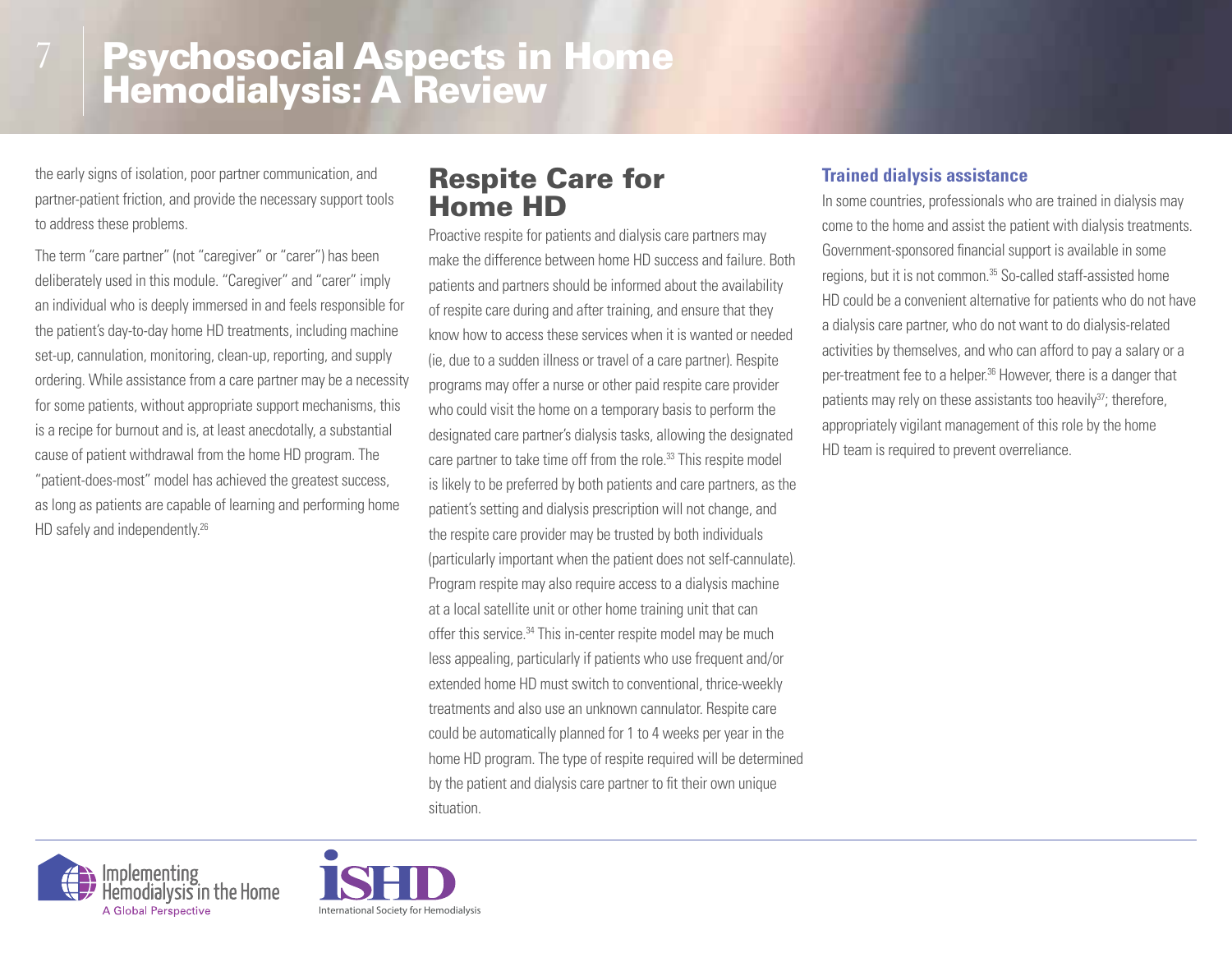the early signs of isolation, poor partner communication, and partner-patient friction, and provide the necessary support tools to address these problems.

The term "care partner" (not "caregiver" or "carer") has been deliberately used in this module. "Caregiver" and "carer" imply an individual who is deeply immersed in and feels responsible for the patient's day-to-day home HD treatments, including machine set-up, cannulation, monitoring, clean-up, reporting, and supply ordering. While assistance from a care partner may be a necessity for some patients, without appropriate support mechanisms, this is a recipe for burnout and is, at least anecdotally, a substantial cause of patient withdrawal from the home HD program. The "patient-does-most" model has achieved the greatest success, as long as patients are capable of learning and performing home HD safely and independently.[26]

## Respite Care for Home HD

Proactive respite for patients and dialysis care partners may make the difference between home HD success and failure. Both patients and partners should be informed about the availability of respite care during and after training, and ensure that they know how to access these services when it is wanted or needed (ie, due to a sudden illness or travel of a care partner). Respite programs may offer a nurse or other paid respite care provider who could visit the home on a temporary basis to perform the designated care partner's dialysis tasks, allowing the designated care partner to take time off from the role.[33] This respite model is likely to be preferred by both patients and care partners, as the patient's setting and dialysis prescription will not change, and the respite care provider may be trusted by both individuals (particularly important when the patient does not self-cannulate). Program respite may also require access to a dialysis machine at a local satellite unit or other home training unit that can offer this service.[34] This in-center respite model may be much less appealing, particularly if patients who use frequent and/or extended home HD must switch to conventional, thrice-weekly treatments and also use an unknown cannulator. Respite care could be automatically planned for 1 to 4 weeks per year in the home HD program. The type of respite required will be determined by the patient and dialysis care partner to fit their own unique situation.

### Trained dialysis assistance

In some countries, professionals who are trained in dialysis may come to the home and assist the patient with dialysis treatments. Government-sponsored financial support is available in some regions, but it is not common.[35] So-called staff-assisted home HD could be a convenient alternative for patients who do not have a dialysis care partner, who do not want to do dialysis-related activities by themselves, and who can afford to pay a salary or a per-treatment fee to a helper.[36] However, there is a danger that patients may rely on these assistants too heavily[37]; therefore, appropriately vigilant management of this role by the home HD team is required to prevent overreliance.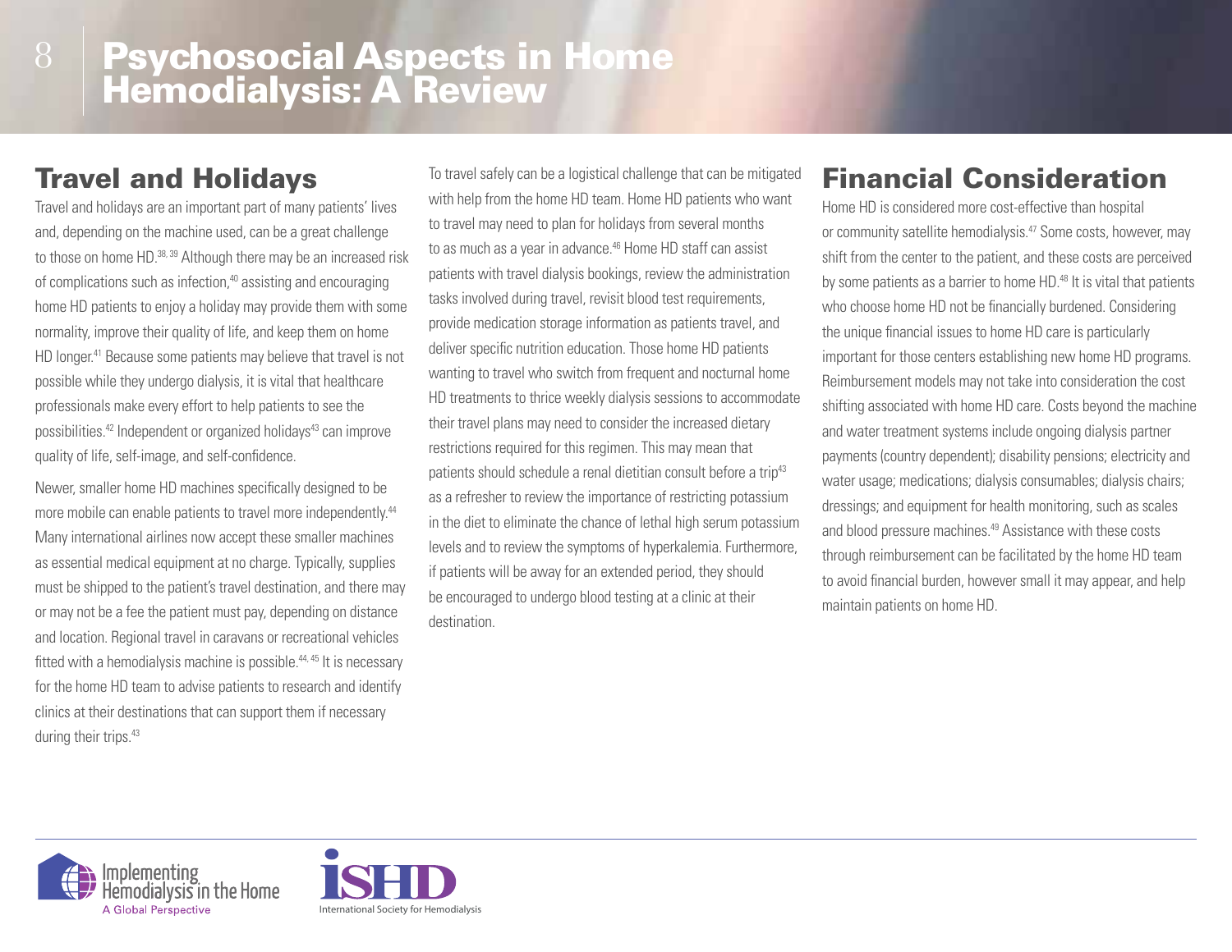## Travel and Holidays

Travel and holidays are an important part of many patients' lives and, depending on the machine used, can be a great challenge to those on home HD.[38, 39] Although there may be an increased risk of complications such as infection,[40] assisting and encouraging home HD patients to enjoy a holiday may provide them with some normality, improve their quality of life, and keep them on home HD longer.[41] Because some patients may believe that travel is not possible while they undergo dialysis, it is vital that healthcare professionals make every effort to help patients to see the possibilities.[42] Independent or organized holidays[43] can improve quality of life, self-image, and self-confidence.

Newer, smaller home HD machines specifically designed to be more mobile can enable patients to travel more independently.[44] Many international airlines now accept these smaller machines as essential medical equipment at no charge. Typically, supplies must be shipped to the patient's travel destination, and there may or may not be a fee the patient must pay, depending on distance and location. Regional travel in caravans or recreational vehicles fitted with a hemodialysis machine is possible.[44, 45] It is necessary for the home HD team to advise patients to research and identify clinics at their destinations that can support them if necessary during their trips.[43]

To travel safely can be a logistical challenge that can be mitigated with help from the home HD team. Home HD patients who want to travel may need to plan for holidays from several months to as much as a year in advance.[46] Home HD staff can assist patients with travel dialysis bookings, review the administration tasks involved during travel, revisit blood test requirements, provide medication storage information as patients travel, and deliver specific nutrition education. Those home HD patients wanting to travel who switch from frequent and nocturnal home HD treatments to thrice weekly dialysis sessions to accommodate their travel plans may need to consider the increased dietary restrictions required for this regimen. This may mean that patients should schedule a renal dietitian consult before a trip[43] as a refresher to review the importance of restricting potassium in the diet to eliminate the chance of lethal high serum potassium levels and to review the symptoms of hyperkalemia. Furthermore, if patients will be away for an extended period, they should be encouraged to undergo blood testing at a clinic at their destination.

## Financial Consideration

Home HD is considered more cost-effective than hospital or community satellite hemodialysis.[47] Some costs, however, may shift from the center to the patient, and these costs are perceived by some patients as a barrier to home HD.[48] It is vital that patients who choose home HD not be financially burdened. Considering the unique financial issues to home HD care is particularly important for those centers establishing new home HD programs. Reimbursement models may not take into consideration the cost shifting associated with home HD care. Costs beyond the machine and water treatment systems include ongoing dialysis partner payments (country dependent); disability pensions; electricity and water usage; medications; dialysis consumables; dialysis chairs; dressings; and equipment for health monitoring, such as scales and blood pressure machines.[49] Assistance with these costs through reimbursement can be facilitated by the home HD team to avoid financial burden, however small it may appear, and help maintain patients on home HD.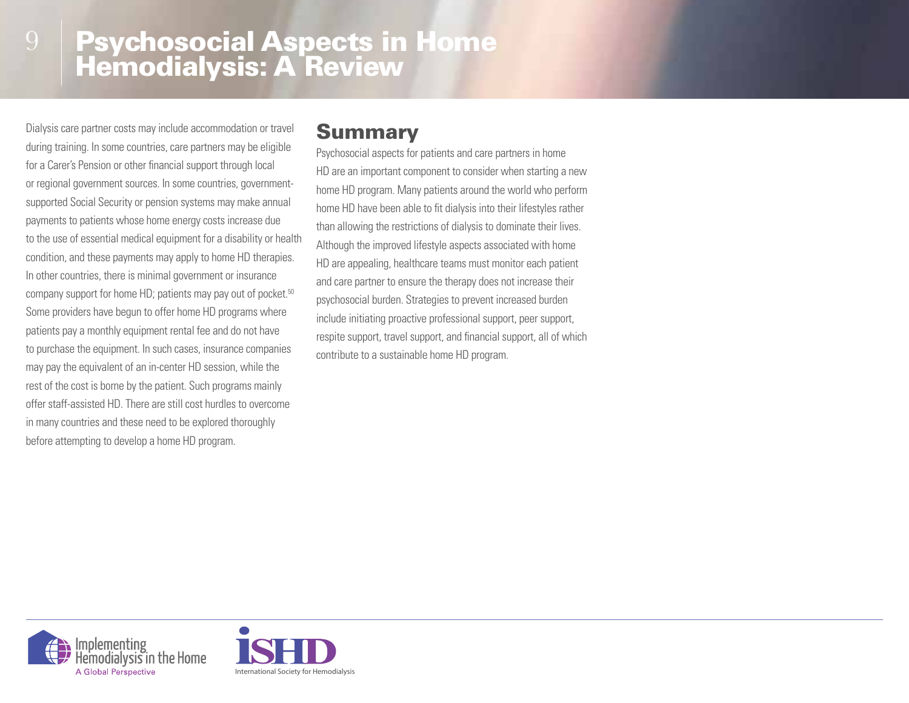Dialysis care partner costs may include accommodation or travel during training. In some countries, care partners may be eligible for a Carer's Pension or other financial support through local or regional government sources. In some countries, government-supported Social Security or pension systems may make annual payments to patients whose home energy costs increase due to the use of essential medical equipment for a disability or health condition, and these payments may apply to home HD therapies. In other countries, there is minimal government or insurance company support for home HD; patients may pay out of pocket.[50] Some providers have begun to offer home HD programs where patients pay a monthly equipment rental fee and do not have to purchase the equipment. In such cases, insurance companies may pay the equivalent of an in-center HD session, while the rest of the cost is borne by the patient. Such programs mainly offer staff-assisted HD. There are still cost hurdles to overcome in many countries and these need to be explored thoroughly before attempting to develop a home HD program.

## Summary

Psychosocial aspects for patients and care partners in home HD are an important component to consider when starting a new home HD program. Many patients around the world who perform home HD have been able to fit dialysis into their lifestyles rather than allowing the restrictions of dialysis to dominate their lives. Although the improved lifestyle aspects associated with home HD are appealing, healthcare teams must monitor each patient and care partner to ensure the therapy does not increase their psychosocial burden. Strategies to prevent increased burden include initiating proactive professional support, peer support, respite support, travel support, and financial support, all of which contribute to a sustainable home HD program.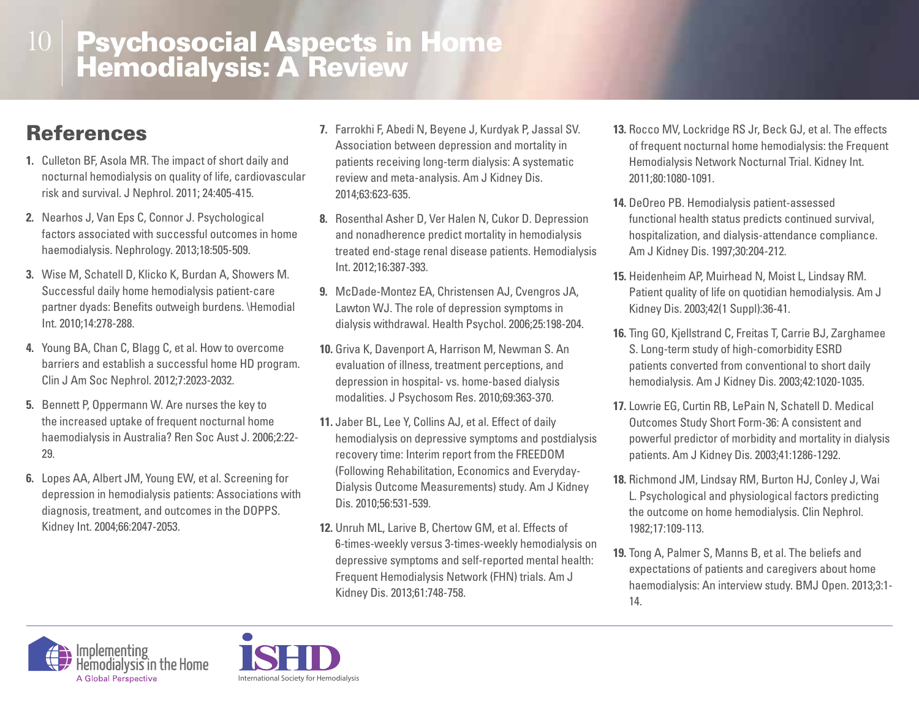## References

1. Culleton BF, Asola MR. The impact of short daily and nocturnal hemodialysis on quality of life, cardiovascular risk and survival. J Nephrol. 2011; 24:405-415.
2. Nearhos J, Van Eps C, Connor J. Psychological factors associated with successful outcomes in home haemodialysis. Nephrology. 2013;18:505-509.
3. Wise M, Schatell D, Klicko K, Burdan A, Showers M. Successful daily home hemodialysis patient-care partner dyads: Benefits outweigh burdens. \Hemodial Int. 2010;14:278-288.
4. Young BA, Chan C, Blagg C, et al. How to overcome barriers and establish a successful home HD program. Clin J Am Soc Nephrol. 2012;7:2023-2032.
5. Bennett P, Oppermann W. Are nurses the key to the increased uptake of frequent nocturnal home haemodialysis in Australia? Ren Soc Aust J. 2006;2:22-29.
6. Lopes AA, Albert JM, Young EW, et al. Screening for depression in hemodialysis patients: Associations with diagnosis, treatment, and outcomes in the DOPPS. Kidney Int. 2004;66:2047-2053.
7. Farrokhi F, Abedi N, Beyene J, Kurdyak P, Jassal SV. Association between depression and mortality in patients receiving long-term dialysis: A systematic review and meta-analysis. Am J Kidney Dis. 2014;63:623-635.
8. Rosenthal Asher D, Ver Halen N, Cukor D. Depression and nonadherence predict mortality in hemodialysis treated end-stage renal disease patients. Hemodialysis Int. 2012;16:387-393.
9. McDade-Montez EA, Christensen AJ, Cvengros JA, Lawton WJ. The role of depression symptoms in dialysis withdrawal. Health Psychol. 2006;25:198-204.
10. Griva K, Davenport A, Harrison M, Newman S. An evaluation of illness, treatment perceptions, and depression in hospital- vs. home-based dialysis modalities. J Psychosom Res. 2010;69:363-370.
11. Jaber BL, Lee Y, Collins AJ, et al. Effect of daily hemodialysis on depressive symptoms and postdialysis recovery time: Interim report from the FREEDOM (Following Rehabilitation, Economics and Everyday-Dialysis Outcome Measurements) study. Am J Kidney Dis. 2010;56:531-539.
12. Unruh ML, Larive B, Chertow GM, et al. Effects of 6-times-weekly versus 3-times-weekly hemodialysis on depressive symptoms and self-reported mental health: Frequent Hemodialysis Network (FHN) trials. Am J Kidney Dis. 2013;61:748-758.
13. Rocco MV, Lockridge RS Jr, Beck GJ, et al. The effects of frequent nocturnal home hemodialysis: the Frequent Hemodialysis Network Nocturnal Trial. Kidney Int. 2011;80:1080-1091.
14. DeOreo PB. Hemodialysis patient-assessed functional health status predicts continued survival, hospitalization, and dialysis-attendance compliance. Am J Kidney Dis. 1997;30:204-212.
15. Heidenheim AP, Muirhead N, Moist L, Lindsay RM. Patient quality of life on quotidian hemodialysis. Am J Kidney Dis. 2003;42(1 Suppl):36-41.
16. Ting GO, Kjellstrand C, Freitas T, Carrie BJ, Zarghamee S. Long-term study of high-comorbidity ESRD patients converted from conventional to short daily hemodialysis. Am J Kidney Dis. 2003;42:1020-1035.
17. Lowrie EG, Curtin RB, LePain N, Schatell D. Medical Outcomes Study Short Form-36: A consistent and powerful predictor of morbidity and mortality in dialysis patients. Am J Kidney Dis. 2003;41:1286-1292.
18. Richmond JM, Lindsay RM, Burton HJ, Conley J, Wai L. Psychological and physiological factors predicting the outcome on home hemodialysis. Clin Nephrol. 1982;17:109-113.
19. Tong A, Palmer S, Manns B, et al. The beliefs and expectations of patients and caregivers about home haemodialysis: An interview study. BMJ Open. 2013;3:1-14.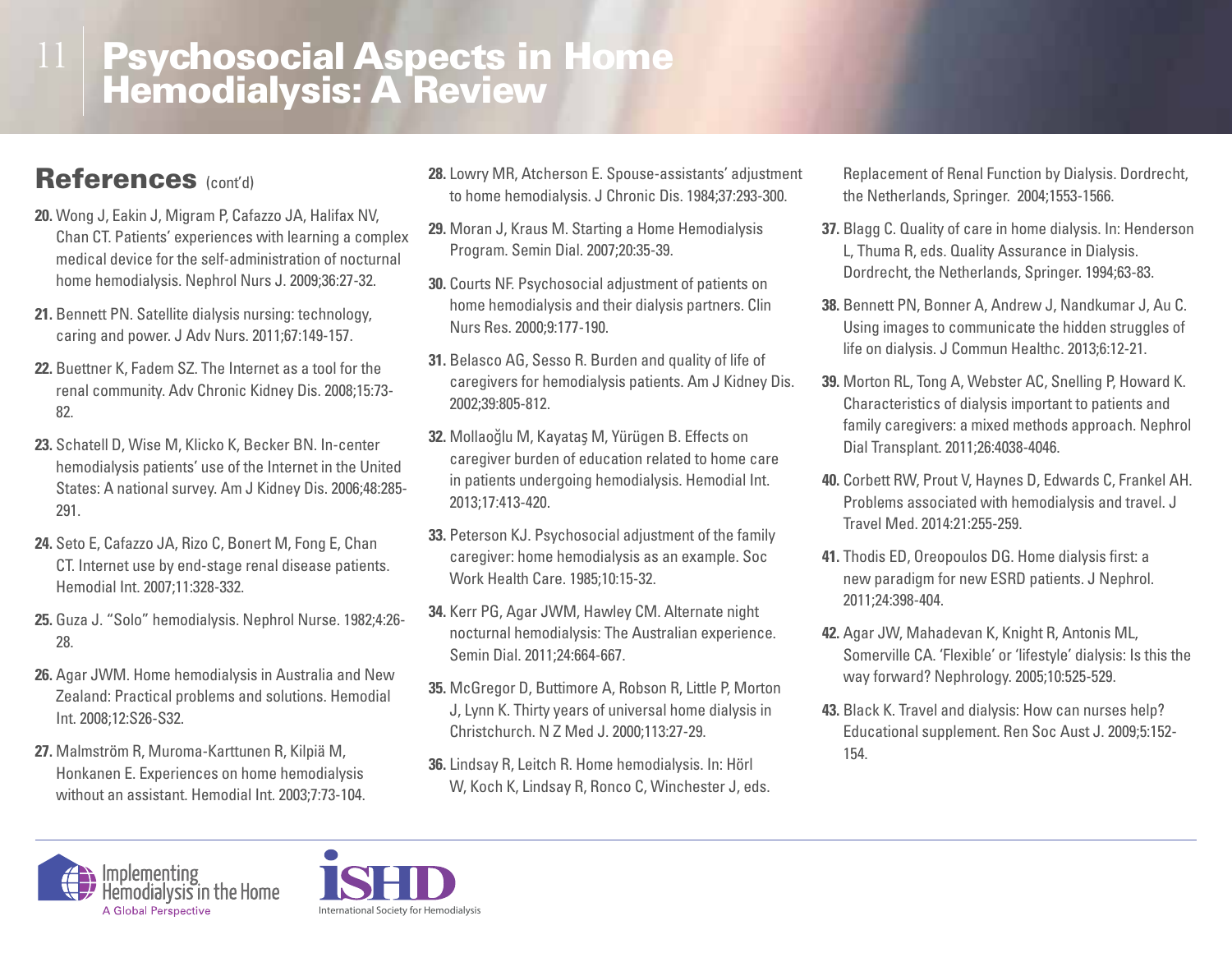## References (cont'd)

**20.** Wong J, Eakin J, Migram P, Cafazzo JA, Halifax NV, Chan CT. Patients' experiences with learning a complex medical device for the self-administration of nocturnal home hemodialysis. Nephrol Nurs J. 2009;36:27-32.

**21.** Bennett PN. Satellite dialysis nursing: technology, caring and power. J Adv Nurs. 2011;67:149-157.

**22.** Buettner K, Fadem SZ. The Internet as a tool for the renal community. Adv Chronic Kidney Dis. 2008;15:73-82.

**23.** Schatell D, Wise M, Klicko K, Becker BN. In-center hemodialysis patients' use of the Internet in the United States: A national survey. Am J Kidney Dis. 2006;48:285-291.

**24.** Seto E, Cafazzo JA, Rizo C, Bonert M, Fong E, Chan CT. Internet use by end-stage renal disease patients. Hemodial Int. 2007;11:328-332.

**25.** Guza J. "Solo" hemodialysis. Nephrol Nurse. 1982;4:26-28.

**26.** Agar JWM. Home hemodialysis in Australia and New Zealand: Practical problems and solutions. Hemodial Int. 2008;12:S26-S32.

**27.** Malmström R, Muroma-Karttunen R, Kilpiä M, Honkanen E. Experiences on home hemodialysis without an assistant. Hemodial Int. 2003;7:73-104.

**28.** Lowry MR, Atcherson E. Spouse-assistants' adjustment to home hemodialysis. J Chronic Dis. 1984;37:293-300.

**29.** Moran J, Kraus M. Starting a Home Hemodialysis Program. Semin Dial. 2007;20:35-39.

**30.** Courts NF. Psychosocial adjustment of patients on home hemodialysis and their dialysis partners. Clin Nurs Res. 2000;9:177-190.

**31.** Belasco AG, Sesso R. Burden and quality of life of caregivers for hemodialysis patients. Am J Kidney Dis. 2002;39:805-812.

**32.** Mollaoğlu M, Kayataş M, Yürügen B. Effects on caregiver burden of education related to home care in patients undergoing hemodialysis. Hemodial Int. 2013;17:413-420.

**33.** Peterson KJ. Psychosocial adjustment of the family caregiver: home hemodialysis as an example. Soc Work Health Care. 1985;10:15-32.

**34.** Kerr PG, Agar JWM, Hawley CM. Alternate night nocturnal hemodialysis: The Australian experience. Semin Dial. 2011;24:664-667.

**35.** McGregor D, Buttimore A, Robson R, Little P, Morton J, Lynn K. Thirty years of universal home dialysis in Christchurch. N Z Med J. 2000;113:27-29.

**36.** Lindsay R, Leitch R. Home hemodialysis. In: Hörl W, Koch K, Lindsay R, Ronco C, Winchester J, eds. Replacement of Renal Function by Dialysis. Dordrecht, the Netherlands, Springer. 2004;1553-1566.

**37.** Blagg C. Quality of care in home dialysis. In: Henderson L, Thuma R, eds. Quality Assurance in Dialysis. Dordrecht, the Netherlands, Springer. 1994;63-83.

**38.** Bennett PN, Bonner A, Andrew J, Nandkumar J, Au C. Using images to communicate the hidden struggles of life on dialysis. J Commun Healthc. 2013;6:12-21.

**39.** Morton RL, Tong A, Webster AC, Snelling P, Howard K. Characteristics of dialysis important to patients and family caregivers: a mixed methods approach. Nephrol Dial Transplant. 2011;26:4038-4046.

**40.** Corbett RW, Prout V, Haynes D, Edwards C, Frankel AH. Problems associated with hemodialysis and travel. J Travel Med. 2014:21:255-259.

**41.** Thodis ED, Oreopoulos DG. Home dialysis first: a new paradigm for new ESRD patients. J Nephrol. 2011;24:398-404.

**42.** Agar JW, Mahadevan K, Knight R, Antonis ML, Somerville CA. 'Flexible' or 'lifestyle' dialysis: Is this the way forward? Nephrology. 2005;10:525-529.

**43.** Black K. Travel and dialysis: How can nurses help? Educational supplement. Ren Soc Aust J. 2009;5:152-154.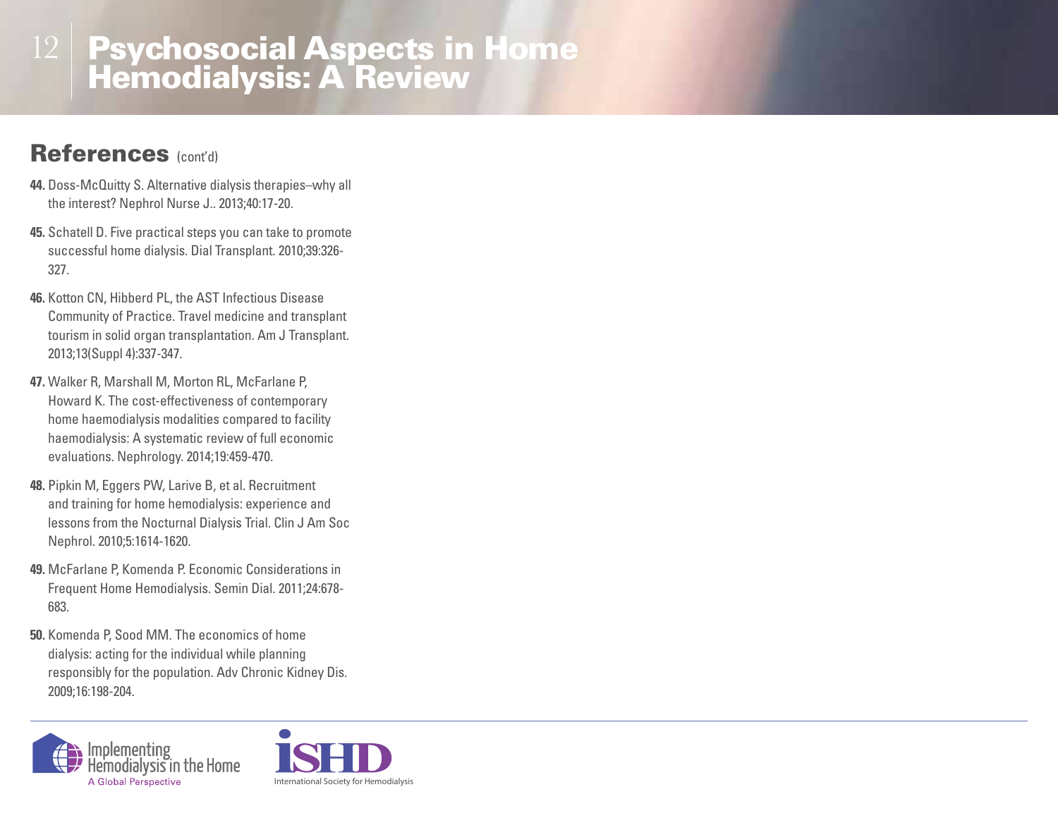## References (cont'd)

44. Doss-McQuitty S. Alternative dialysis therapies–why all the interest? Nephrol Nurse J.. 2013;40:17-20.
45. Schatell D. Five practical steps you can take to promote successful home dialysis. Dial Transplant. 2010;39:326-327.
46. Kotton CN, Hibberd PL, the AST Infectious Disease Community of Practice. Travel medicine and transplant tourism in solid organ transplantation. Am J Transplant. 2013;13(Suppl 4):337-347.
47. Walker R, Marshall M, Morton RL, McFarlane P, Howard K. The cost-effectiveness of contemporary home haemodialysis modalities compared to facility haemodialysis: A systematic review of full economic evaluations. Nephrology. 2014;19:459-470.
48. Pipkin M, Eggers PW, Larive B, et al. Recruitment and training for home hemodialysis: experience and lessons from the Nocturnal Dialysis Trial. Clin J Am Soc Nephrol. 2010;5:1614-1620.
49. McFarlane P, Komenda P. Economic Considerations in Frequent Home Hemodialysis. Semin Dial. 2011;24:678-683.
50. Komenda P, Sood MM. The economics of home dialysis: acting for the individual while planning responsibly for the population. Adv Chronic Kidney Dis. 2009;16:198-204.